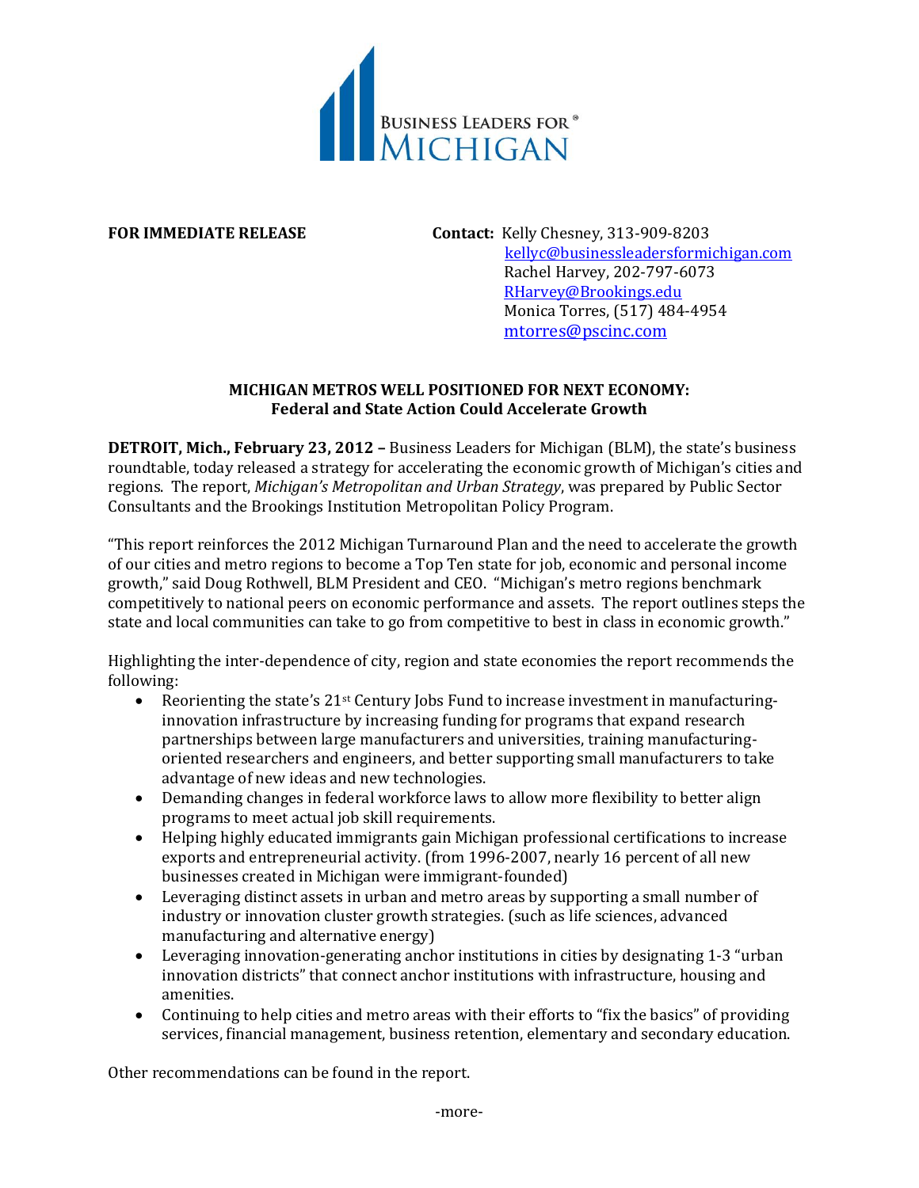BUSINESS LEADERS FOR® MICHIGAN

**FOR IMMEDIATE RELEASE**

**Contact:** Kelly Chesney, 313-909-8203
kellyc@businessleadersformichigan.com
Rachel Harvey, 202-797-6073
RHarvey@Brookings.edu
Monica Torres, (517) 484-4954
mtorres@pscinc.com

**MICHIGAN METROS WELL POSITIONED FOR NEXT ECONOMY:**
**Federal and State Action Could Accelerate Growth**

**DETROIT, Mich., February 23, 2012 –** Business Leaders for Michigan (BLM), the state's business roundtable, today released a strategy for accelerating the economic growth of Michigan's cities and regions. The report, *Michigan's Metropolitan and Urban Strategy*, was prepared by Public Sector Consultants and the Brookings Institution Metropolitan Policy Program.

"This report reinforces the 2012 Michigan Turnaround Plan and the need to accelerate the growth of our cities and metro regions to become a Top Ten state for job, economic and personal income growth," said Doug Rothwell, BLM President and CEO. "Michigan's metro regions benchmark competitively to national peers on economic performance and assets. The report outlines steps the state and local communities can take to go from competitive to best in class in economic growth."

Highlighting the inter-dependence of city, region and state economies the report recommends the following:

- Reorienting the state's 21st Century Jobs Fund to increase investment in manufacturing-innovation infrastructure by increasing funding for programs that expand research partnerships between large manufacturers and universities, training manufacturing-oriented researchers and engineers, and better supporting small manufacturers to take advantage of new ideas and new technologies.
- Demanding changes in federal workforce laws to allow more flexibility to better align programs to meet actual job skill requirements.
- Helping highly educated immigrants gain Michigan professional certifications to increase exports and entrepreneurial activity. (from 1996-2007, nearly 16 percent of all new businesses created in Michigan were immigrant-founded)
- Leveraging distinct assets in urban and metro areas by supporting a small number of industry or innovation cluster growth strategies. (such as life sciences, advanced manufacturing and alternative energy)
- Leveraging innovation-generating anchor institutions in cities by designating 1-3 "urban innovation districts" that connect anchor institutions with infrastructure, housing and amenities.
- Continuing to help cities and metro areas with their efforts to "fix the basics" of providing services, financial management, business retention, elementary and secondary education.

Other recommendations can be found in the report.

-more-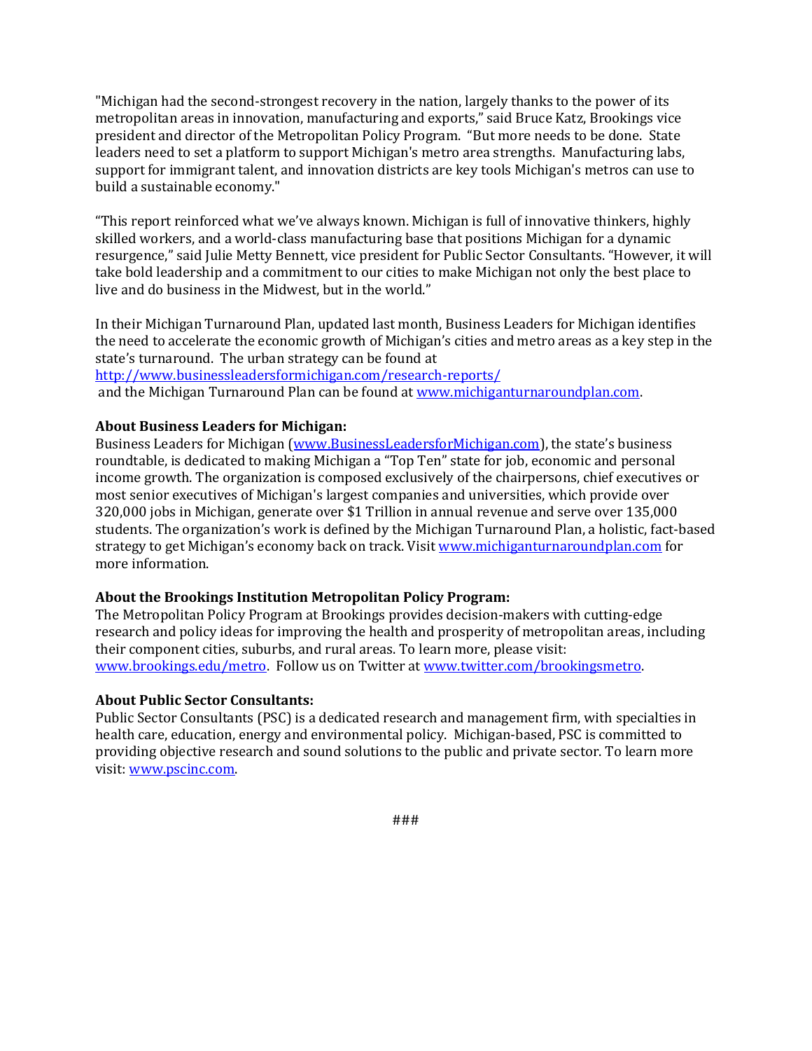"Michigan had the second-strongest recovery in the nation, largely thanks to the power of its metropolitan areas in innovation, manufacturing and exports," said Bruce Katz, Brookings vice president and director of the Metropolitan Policy Program. "But more needs to be done. State leaders need to set a platform to support Michigan's metro area strengths. Manufacturing labs, support for immigrant talent, and innovation districts are key tools Michigan's metros can use to build a sustainable economy."

"This report reinforced what we've always known. Michigan is full of innovative thinkers, highly skilled workers, and a world-class manufacturing base that positions Michigan for a dynamic resurgence," said Julie Metty Bennett, vice president for Public Sector Consultants. "However, it will take bold leadership and a commitment to our cities to make Michigan not only the best place to live and do business in the Midwest, but in the world."

In their Michigan Turnaround Plan, updated last month, Business Leaders for Michigan identifies the need to accelerate the economic growth of Michigan's cities and metro areas as a key step in the state's turnaround. The urban strategy can be found at http://www.businessleadersformichigan.com/research-reports/ and the Michigan Turnaround Plan can be found at www.michiganturnaroundplan.com.

**About Business Leaders for Michigan:**
Business Leaders for Michigan (www.BusinessLeadersforMichigan.com), the state's business roundtable, is dedicated to making Michigan a "Top Ten" state for job, economic and personal income growth. The organization is composed exclusively of the chairpersons, chief executives or most senior executives of Michigan's largest companies and universities, which provide over 320,000 jobs in Michigan, generate over $1 Trillion in annual revenue and serve over 135,000 students. The organization's work is defined by the Michigan Turnaround Plan, a holistic, fact-based strategy to get Michigan's economy back on track. Visit www.michiganturnaroundplan.com for more information.

**About the Brookings Institution Metropolitan Policy Program:**
The Metropolitan Policy Program at Brookings provides decision-makers with cutting-edge research and policy ideas for improving the health and prosperity of metropolitan areas, including their component cities, suburbs, and rural areas. To learn more, please visit: www.brookings.edu/metro. Follow us on Twitter at www.twitter.com/brookingsmetro.

**About Public Sector Consultants:**
Public Sector Consultants (PSC) is a dedicated research and management firm, with specialties in health care, education, energy and environmental policy. Michigan-based, PSC is committed to providing objective research and sound solutions to the public and private sector. To learn more visit: www.pscinc.com.

###